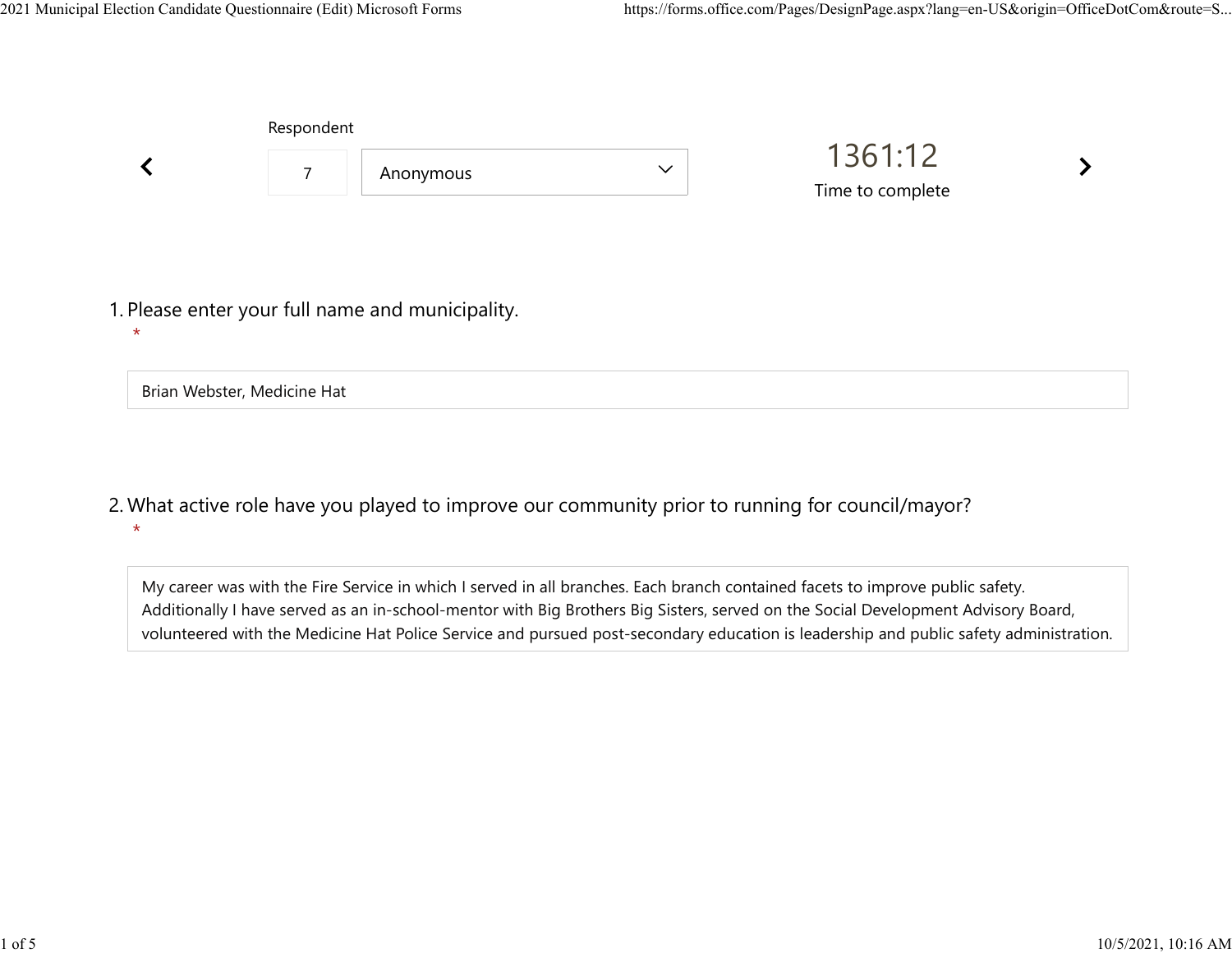Respondent

7 | Anonymous

1361:12

Time to complete

1. Please enter your full name and municipality.
*

Brian Webster, Medicine Hat

2. What active role have you played to improve our community prior to running for council/mayor?
*

My career was with the Fire Service in which I served in all branches. Each branch contained facets to improve public safety. Additionally I have served as an in-school-mentor with Big Brothers Big Sisters, served on the Social Development Advisory Board, volunteered with the Medicine Hat Police Service and pursued post-secondary education is leadership and public safety administration.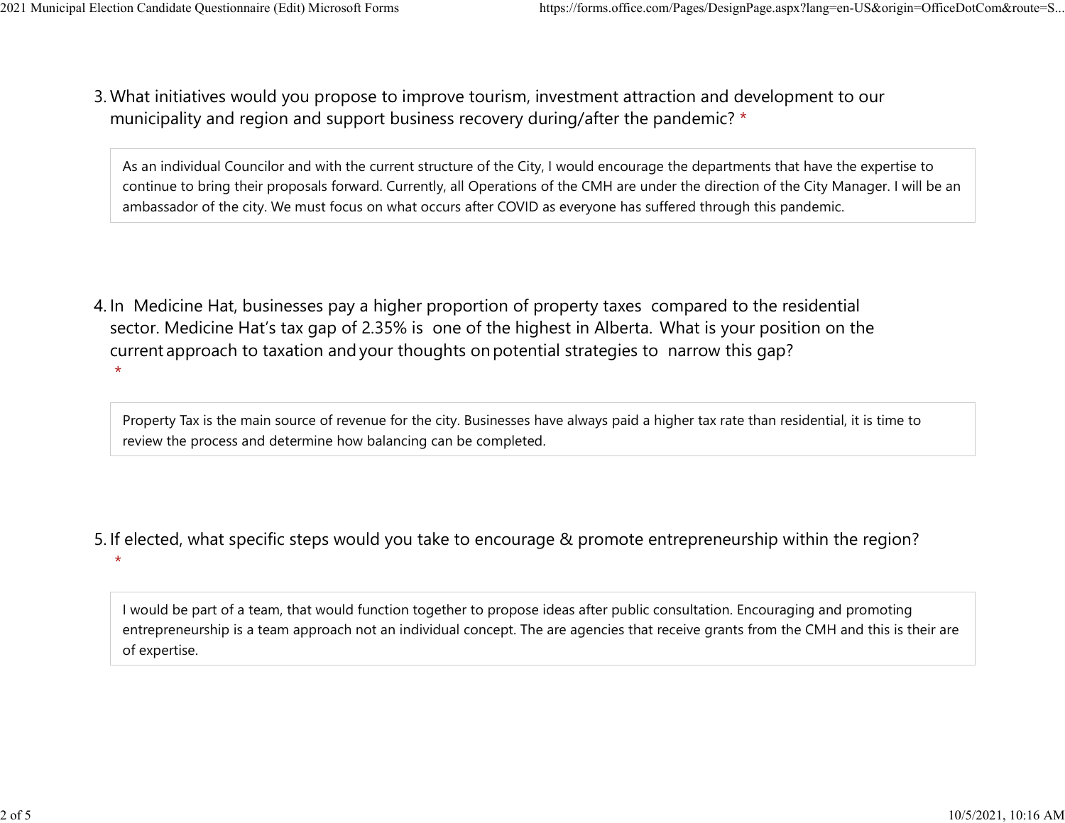3. What initiatives would you propose to improve tourism, investment attraction and development to our municipality and region and support business recovery during/after the pandemic? *

As an individual Councilor and with the current structure of the City, I would encourage the departments that have the expertise to continue to bring their proposals forward. Currently, all Operations of the CMH are under the direction of the City Manager. I will be an ambassador of the city. We must focus on what occurs after COVID as everyone has suffered through this pandemic.

4. In Medicine Hat, businesses pay a higher proportion of property taxes compared to the residential sector. Medicine Hat's tax gap of 2.35% is one of the highest in Alberta. What is your position on the current approach to taxation and your thoughts on potential strategies to narrow this gap? *

Property Tax is the main source of revenue for the city. Businesses have always paid a higher tax rate than residential, it is time to review the process and determine how balancing can be completed.

5. If elected, what specific steps would you take to encourage & promote entrepreneurship within the region? *

I would be part of a team, that would function together to propose ideas after public consultation. Encouraging and promoting entrepreneurship is a team approach not an individual concept. The are agencies that receive grants from the CMH and this is their are of expertise.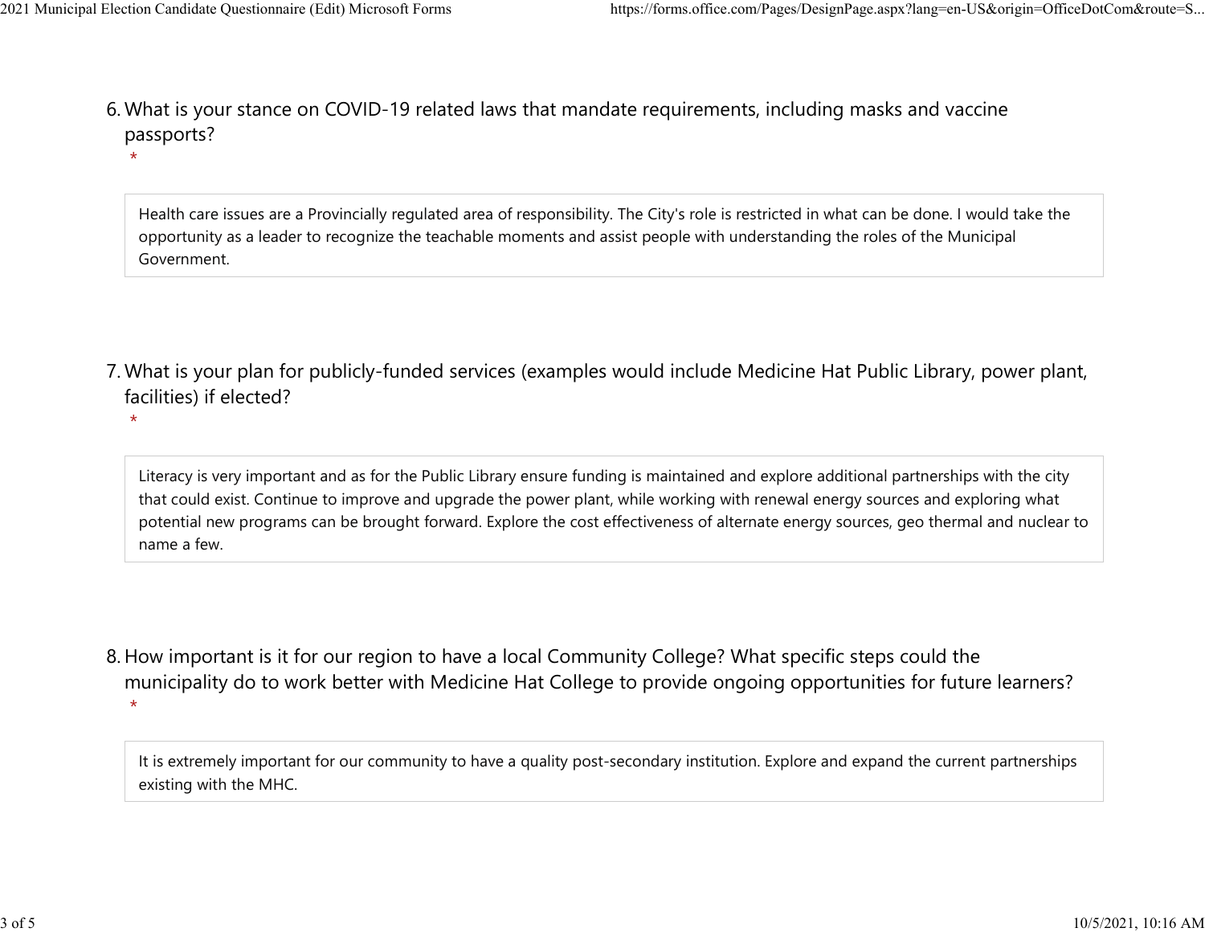6. What is your stance on COVID-19 related laws that mandate requirements, including masks and vaccine passports?
*

Health care issues are a Provincially regulated area of responsibility. The City's role is restricted in what can be done. I would take the opportunity as a leader to recognize the teachable moments and assist people with understanding the roles of the Municipal Government.

7. What is your plan for publicly-funded services (examples would include Medicine Hat Public Library, power plant, facilities) if elected?
*

Literacy is very important and as for the Public Library ensure funding is maintained and explore additional partnerships with the city that could exist. Continue to improve and upgrade the power plant, while working with renewal energy sources and exploring what potential new programs can be brought forward. Explore the cost effectiveness of alternate energy sources, geo thermal and nuclear to name a few.

8. How important is it for our region to have a local Community College? What specific steps could the municipality do to work better with Medicine Hat College to provide ongoing opportunities for future learners?
*

It is extremely important for our community to have a quality post-secondary institution. Explore and expand the current partnerships existing with the MHC.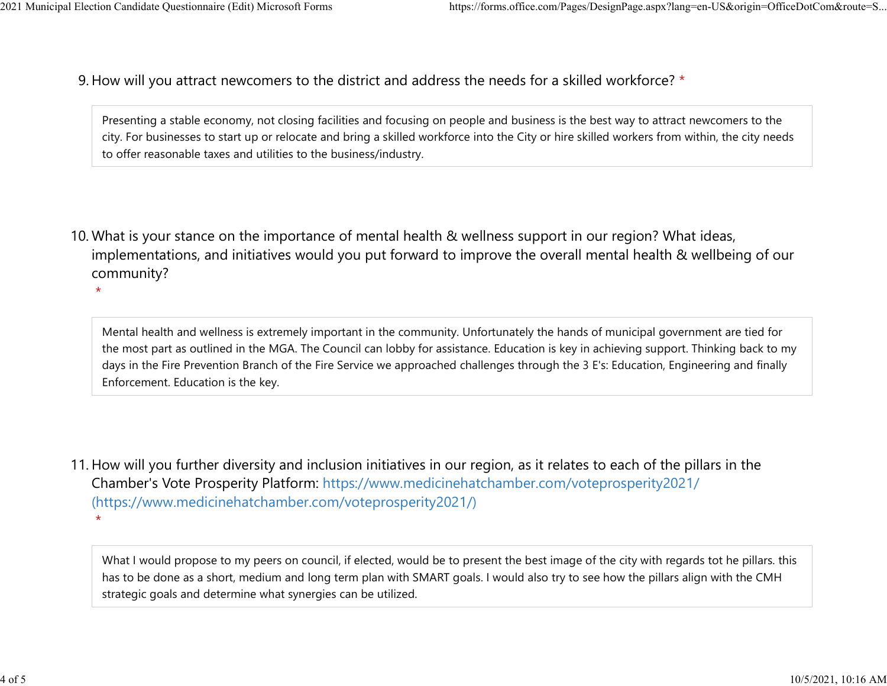9. How will you attract newcomers to the district and address the needs for a skilled workforce? *

Presenting a stable economy, not closing facilities and focusing on people and business is the best way to attract newcomers to the city. For businesses to start up or relocate and bring a skilled workforce into the City or hire skilled workers from within, the city needs to offer reasonable taxes and utilities to the business/industry.

10. What is your stance on the importance of mental health & wellness support in our region? What ideas, implementations, and initiatives would you put forward to improve the overall mental health & wellbeing of our community? *

Mental health and wellness is extremely important in the community. Unfortunately the hands of municipal government are tied for the most part as outlined in the MGA. The Council can lobby for assistance. Education is key in achieving support. Thinking back to my days in the Fire Prevention Branch of the Fire Service we approached challenges through the 3 E's: Education, Engineering and finally Enforcement. Education is the key.

11. How will you further diversity and inclusion initiatives in our region, as it relates to each of the pillars in the Chamber's Vote Prosperity Platform: https://www.medicinehatchamber.com/voteprosperity2021/ (https://www.medicinehatchamber.com/voteprosperity2021/) *

What I would propose to my peers on council, if elected, would be to present the best image of the city with regards tot he pillars. this has to be done as a short, medium and long term plan with SMART goals. I would also try to see how the pillars align with the CMH strategic goals and determine what synergies can be utilized.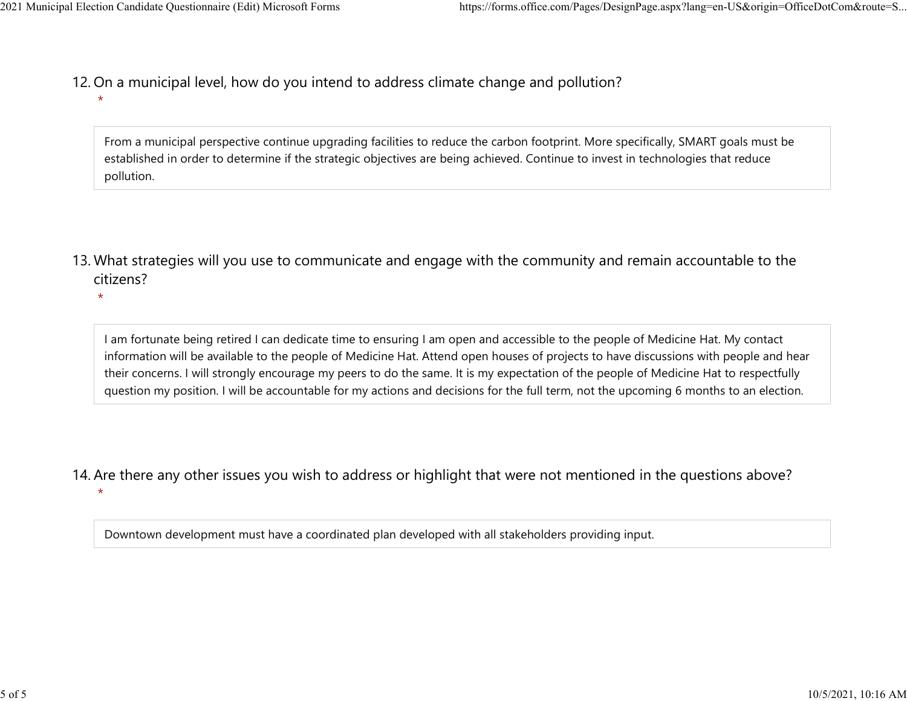12. On a municipal level, how do you intend to address climate change and pollution?
*

From a municipal perspective continue upgrading facilities to reduce the carbon footprint. More specifically, SMART goals must be established in order to determine if the strategic objectives are being achieved. Continue to invest in technologies that reduce pollution.

13. What strategies will you use to communicate and engage with the community and remain accountable to the citizens?
*

I am fortunate being retired I can dedicate time to ensuring I am open and accessible to the people of Medicine Hat. My contact information will be available to the people of Medicine Hat. Attend open houses of projects to have discussions with people and hear their concerns. I will strongly encourage my peers to do the same. It is my expectation of the people of Medicine Hat to respectfully question my position. I will be accountable for my actions and decisions for the full term, not the upcoming 6 months to an election.

14. Are there any other issues you wish to address or highlight that were not mentioned in the questions above?
*

Downtown development must have a coordinated plan developed with all stakeholders providing input.